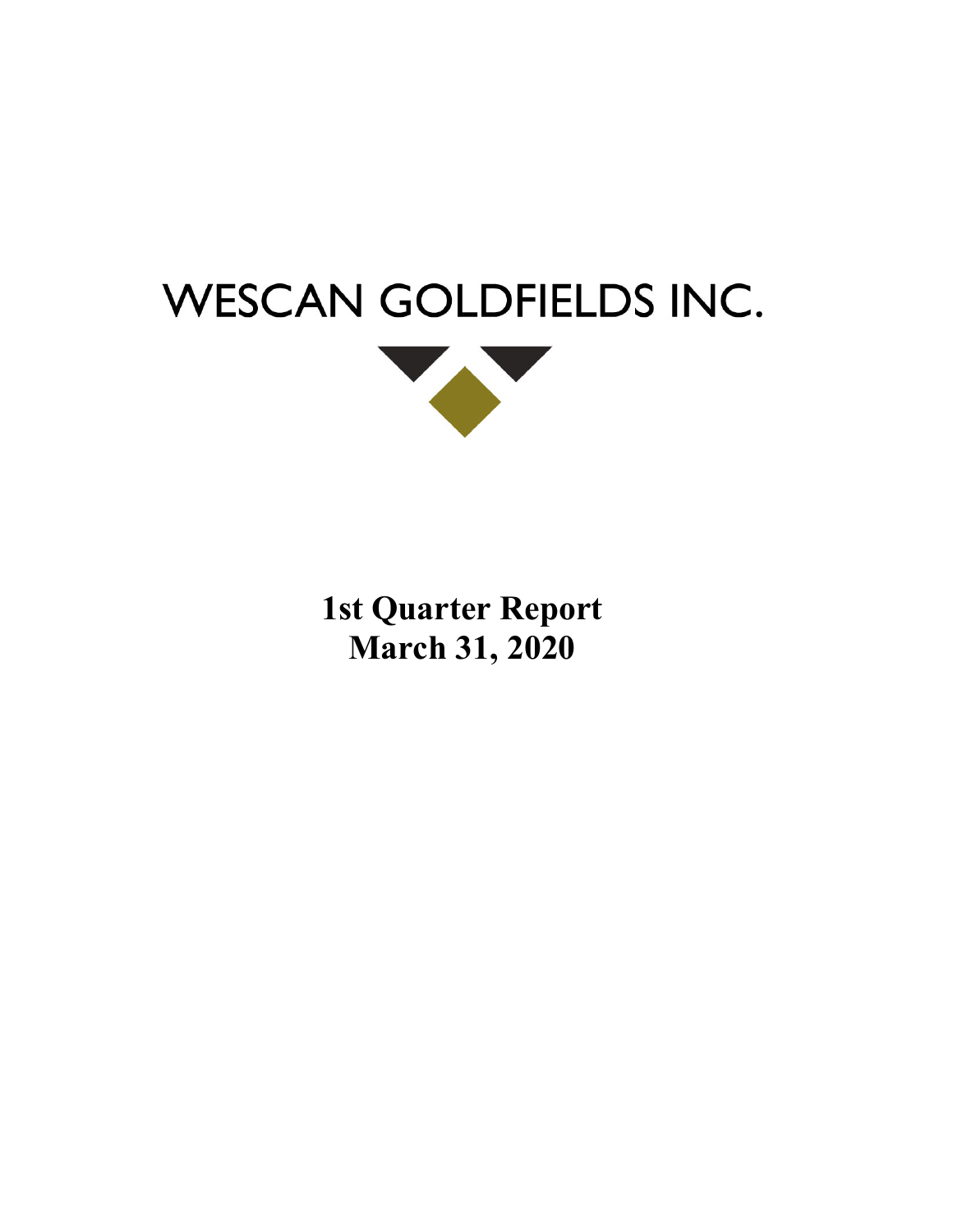# WESCAN GOLDFIELDS INC.

**1st Quarter Report**
**March 31, 2020**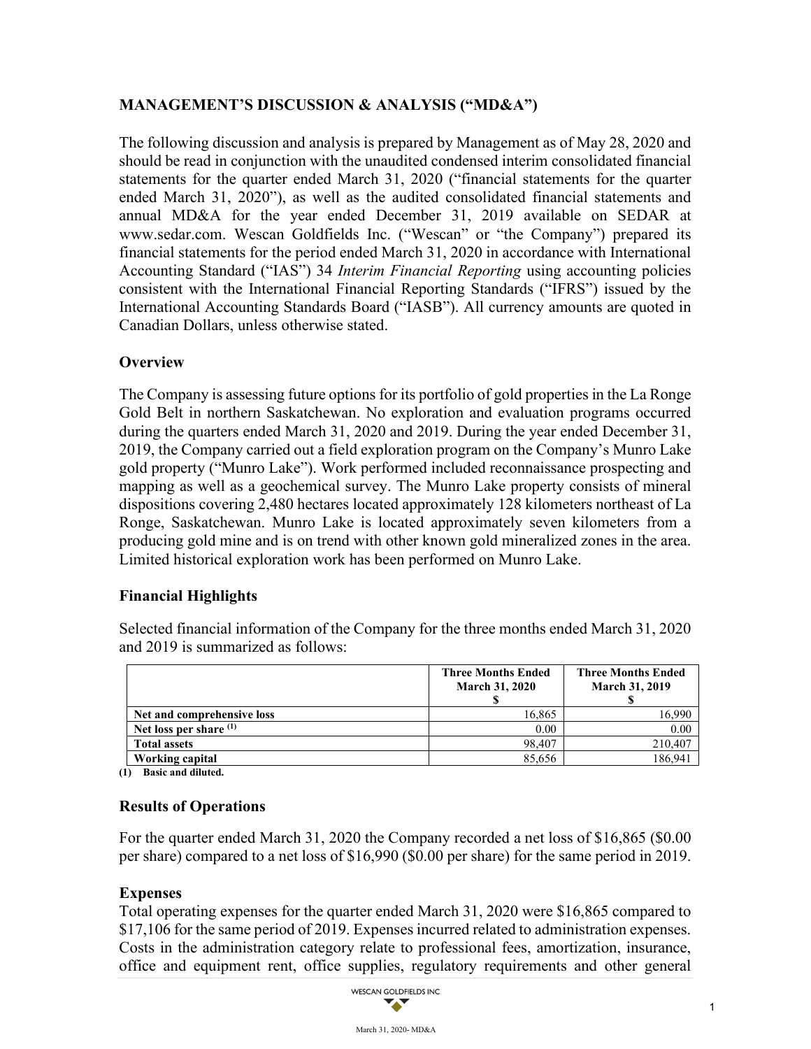## MANAGEMENT'S DISCUSSION & ANALYSIS ("MD&A")

The following discussion and analysis is prepared by Management as of May 28, 2020 and should be read in conjunction with the unaudited condensed interim consolidated financial statements for the quarter ended March 31, 2020 ("financial statements for the quarter ended March 31, 2020"), as well as the audited consolidated financial statements and annual MD&A for the year ended December 31, 2019 available on SEDAR at www.sedar.com. Wescan Goldfields Inc. ("Wescan" or "the Company") prepared its financial statements for the period ended March 31, 2020 in accordance with International Accounting Standard ("IAS") 34 *Interim Financial Reporting* using accounting policies consistent with the International Financial Reporting Standards ("IFRS") issued by the International Accounting Standards Board ("IASB"). All currency amounts are quoted in Canadian Dollars, unless otherwise stated.

### Overview

The Company is assessing future options for its portfolio of gold properties in the La Ronge Gold Belt in northern Saskatchewan. No exploration and evaluation programs occurred during the quarters ended March 31, 2020 and 2019. During the year ended December 31, 2019, the Company carried out a field exploration program on the Company's Munro Lake gold property ("Munro Lake"). Work performed included reconnaissance prospecting and mapping as well as a geochemical survey. The Munro Lake property consists of mineral dispositions covering 2,480 hectares located approximately 128 kilometers northeast of La Ronge, Saskatchewan. Munro Lake is located approximately seven kilometers from a producing gold mine and is on trend with other known gold mineralized zones in the area. Limited historical exploration work has been performed on Munro Lake.

### Financial Highlights

Selected financial information of the Company for the three months ended March 31, 2020 and 2019 is summarized as follows:

| | Three Months Ended March 31, 2020 $ | Three Months Ended March 31, 2019 $ |
|---|---|---|
| **Net and comprehensive loss** | 16,865 | 16,990 |
| **Net loss per share** [(1)] | 0.00 | 0.00 |
| **Total assets** | 98,407 | 210,407 |
| **Working capital** | 85,656 | 186,941 |

**(1) Basic and diluted.**

### Results of Operations

For the quarter ended March 31, 2020 the Company recorded a net loss of $16,865 ($0.00 per share) compared to a net loss of $16,990 ($0.00 per share) for the same period in 2019.

### Expenses

Total operating expenses for the quarter ended March 31, 2020 were $16,865 compared to $17,106 for the same period of 2019. Expenses incurred related to administration expenses. Costs in the administration category relate to professional fees, amortization, insurance, office and equipment rent, office supplies, regulatory requirements and other general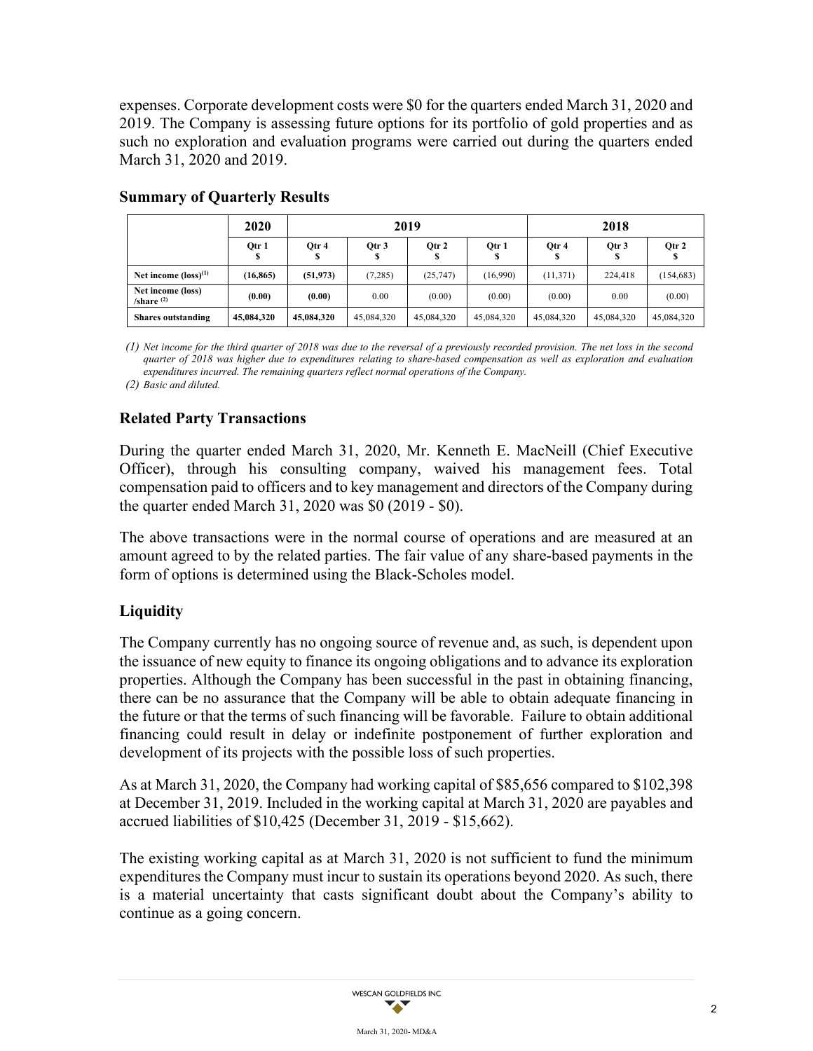expenses. Corporate development costs were $0 for the quarters ended March 31, 2020 and 2019. The Company is assessing future options for its portfolio of gold properties and as such no exploration and evaluation programs were carried out during the quarters ended March 31, 2020 and 2019.

## Summary of Quarterly Results

| | 2020 | 2019 | | | | 2018 | | |
|---|---|---|---|---|---|---|---|---|
| | Qtr 1<br>$ | Qtr 4<br>$ | Qtr 3<br>$ | Qtr 2<br>$ | Qtr 1<br>$ | Qtr 4<br>$ | Qtr 3<br>$ | Qtr 2<br>$ |
| **Net income (loss)[(1)]** | **(16,865)** | **(51,973)** | (7,285) | (25,747) | (16,990) | (11,371) | 224,418 | (154,683) |
| **Net income (loss) /share [(2)]** | **(0.00)** | **(0.00)** | 0.00 | (0.00) | (0.00) | (0.00) | 0.00 | (0.00) |
| **Shares outstanding** | **45,084,320** | **45,084,320** | 45,084,320 | 45,084,320 | 45,084,320 | 45,084,320 | 45,084,320 | 45,084,320 |

*(1) Net income for the third quarter of 2018 was due to the reversal of a previously recorded provision. The net loss in the second quarter of 2018 was higher due to expenditures relating to share-based compensation as well as exploration and evaluation expenditures incurred. The remaining quarters reflect normal operations of the Company.*

*(2) Basic and diluted.*

## Related Party Transactions

During the quarter ended March 31, 2020, Mr. Kenneth E. MacNeill (Chief Executive Officer), through his consulting company, waived his management fees. Total compensation paid to officers and to key management and directors of the Company during the quarter ended March 31, 2020 was $0 (2019 - $0).

The above transactions were in the normal course of operations and are measured at an amount agreed to by the related parties. The fair value of any share-based payments in the form of options is determined using the Black-Scholes model.

## Liquidity

The Company currently has no ongoing source of revenue and, as such, is dependent upon the issuance of new equity to finance its ongoing obligations and to advance its exploration properties. Although the Company has been successful in the past in obtaining financing, there can be no assurance that the Company will be able to obtain adequate financing in the future or that the terms of such financing will be favorable. Failure to obtain additional financing could result in delay or indefinite postponement of further exploration and development of its projects with the possible loss of such properties.

As at March 31, 2020, the Company had working capital of $85,656 compared to $102,398 at December 31, 2019. Included in the working capital at March 31, 2020 are payables and accrued liabilities of $10,425 (December 31, 2019 - $15,662).

The existing working capital as at March 31, 2020 is not sufficient to fund the minimum expenditures the Company must incur to sustain its operations beyond 2020. As such, there is a material uncertainty that casts significant doubt about the Company's ability to continue as a going concern.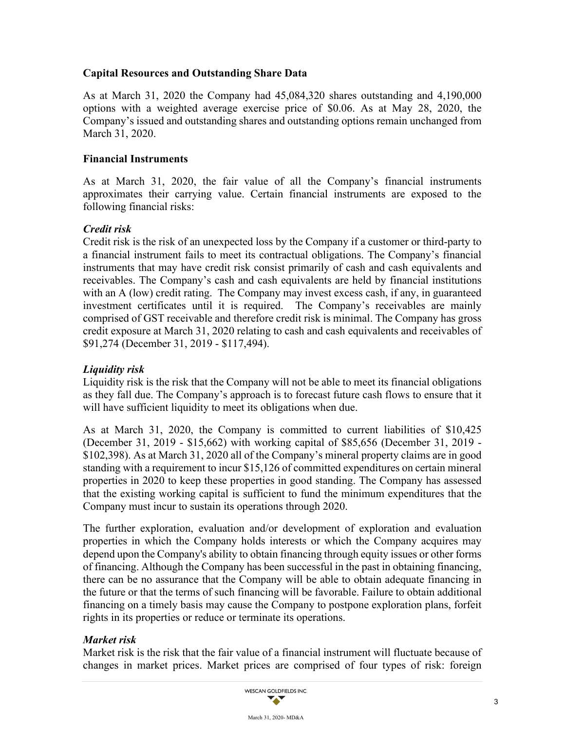## Capital Resources and Outstanding Share Data

As at March 31, 2020 the Company had 45,084,320 shares outstanding and 4,190,000 options with a weighted average exercise price of $0.06. As at May 28, 2020, the Company's issued and outstanding shares and outstanding options remain unchanged from March 31, 2020.

## Financial Instruments

As at March 31, 2020, the fair value of all the Company's financial instruments approximates their carrying value. Certain financial instruments are exposed to the following financial risks:

### *Credit risk*

Credit risk is the risk of an unexpected loss by the Company if a customer or third-party to a financial instrument fails to meet its contractual obligations. The Company's financial instruments that may have credit risk consist primarily of cash and cash equivalents and receivables. The Company's cash and cash equivalents are held by financial institutions with an A (low) credit rating. The Company may invest excess cash, if any, in guaranteed investment certificates until it is required. The Company's receivables are mainly comprised of GST receivable and therefore credit risk is minimal. The Company has gross credit exposure at March 31, 2020 relating to cash and cash equivalents and receivables of $91,274 (December 31, 2019 - $117,494).

### *Liquidity risk*

Liquidity risk is the risk that the Company will not be able to meet its financial obligations as they fall due. The Company's approach is to forecast future cash flows to ensure that it will have sufficient liquidity to meet its obligations when due.

As at March 31, 2020, the Company is committed to current liabilities of $10,425 (December 31, 2019 - $15,662) with working capital of $85,656 (December 31, 2019 - $102,398). As at March 31, 2020 all of the Company's mineral property claims are in good standing with a requirement to incur $15,126 of committed expenditures on certain mineral properties in 2020 to keep these properties in good standing. The Company has assessed that the existing working capital is sufficient to fund the minimum expenditures that the Company must incur to sustain its operations through 2020.

The further exploration, evaluation and/or development of exploration and evaluation properties in which the Company holds interests or which the Company acquires may depend upon the Company's ability to obtain financing through equity issues or other forms of financing. Although the Company has been successful in the past in obtaining financing, there can be no assurance that the Company will be able to obtain adequate financing in the future or that the terms of such financing will be favorable. Failure to obtain additional financing on a timely basis may cause the Company to postpone exploration plans, forfeit rights in its properties or reduce or terminate its operations.

### *Market risk*

Market risk is the risk that the fair value of a financial instrument will fluctuate because of changes in market prices. Market prices are comprised of four types of risk: foreign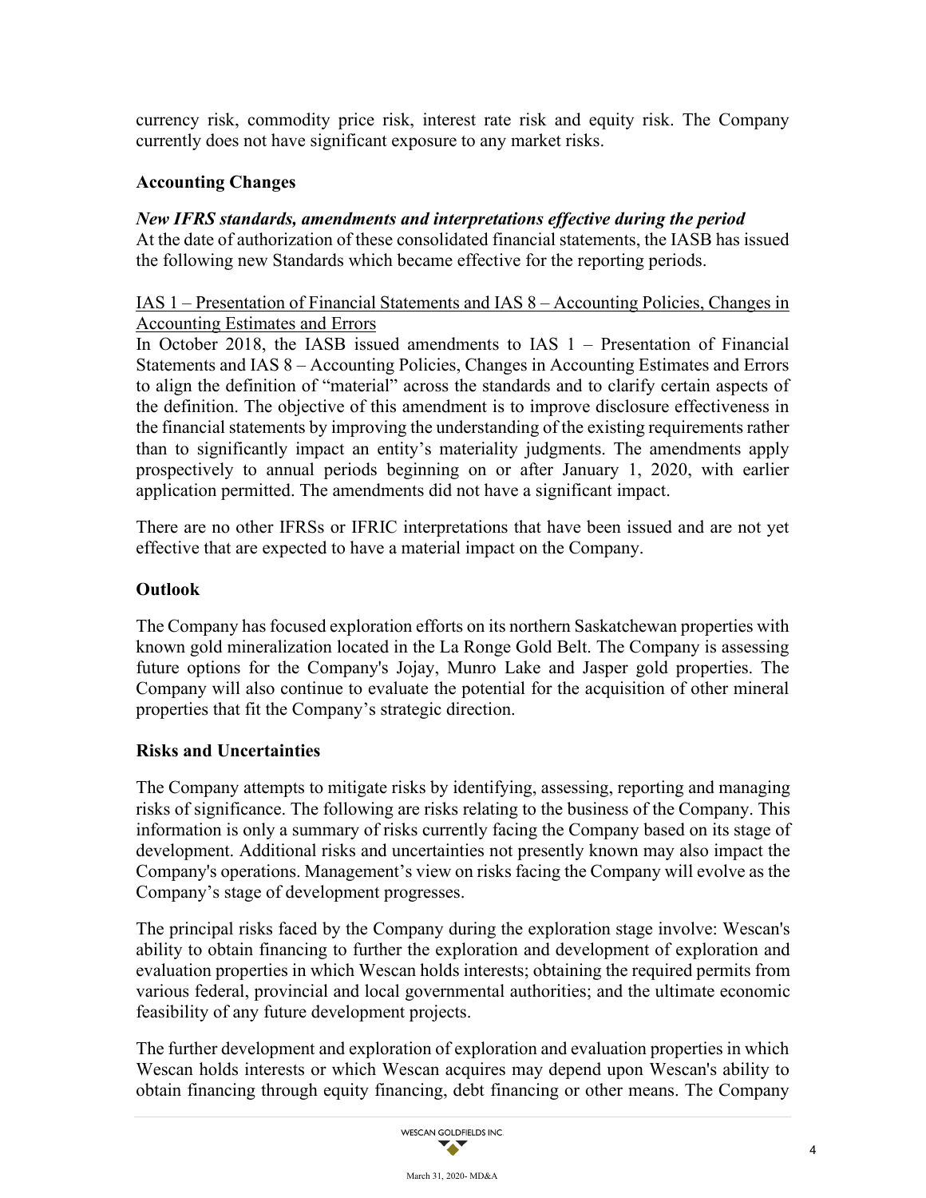currency risk, commodity price risk, interest rate risk and equity risk. The Company currently does not have significant exposure to any market risks.

## Accounting Changes

***New IFRS standards, amendments and interpretations effective during the period***

At the date of authorization of these consolidated financial statements, the IASB has issued the following new Standards which became effective for the reporting periods.

<u>IAS 1 – Presentation of Financial Statements and IAS 8 – Accounting Policies, Changes in Accounting Estimates and Errors</u>

In October 2018, the IASB issued amendments to IAS 1 – Presentation of Financial Statements and IAS 8 – Accounting Policies, Changes in Accounting Estimates and Errors to align the definition of "material" across the standards and to clarify certain aspects of the definition. The objective of this amendment is to improve disclosure effectiveness in the financial statements by improving the understanding of the existing requirements rather than to significantly impact an entity's materiality judgments. The amendments apply prospectively to annual periods beginning on or after January 1, 2020, with earlier application permitted. The amendments did not have a significant impact.

There are no other IFRSs or IFRIC interpretations that have been issued and are not yet effective that are expected to have a material impact on the Company.

## Outlook

The Company has focused exploration efforts on its northern Saskatchewan properties with known gold mineralization located in the La Ronge Gold Belt. The Company is assessing future options for the Company's Jojay, Munro Lake and Jasper gold properties. The Company will also continue to evaluate the potential for the acquisition of other mineral properties that fit the Company's strategic direction.

## Risks and Uncertainties

The Company attempts to mitigate risks by identifying, assessing, reporting and managing risks of significance. The following are risks relating to the business of the Company. This information is only a summary of risks currently facing the Company based on its stage of development. Additional risks and uncertainties not presently known may also impact the Company's operations. Management's view on risks facing the Company will evolve as the Company's stage of development progresses.

The principal risks faced by the Company during the exploration stage involve: Wescan's ability to obtain financing to further the exploration and development of exploration and evaluation properties in which Wescan holds interests; obtaining the required permits from various federal, provincial and local governmental authorities; and the ultimate economic feasibility of any future development projects.

The further development and exploration of exploration and evaluation properties in which Wescan holds interests or which Wescan acquires may depend upon Wescan's ability to obtain financing through equity financing, debt financing or other means. The Company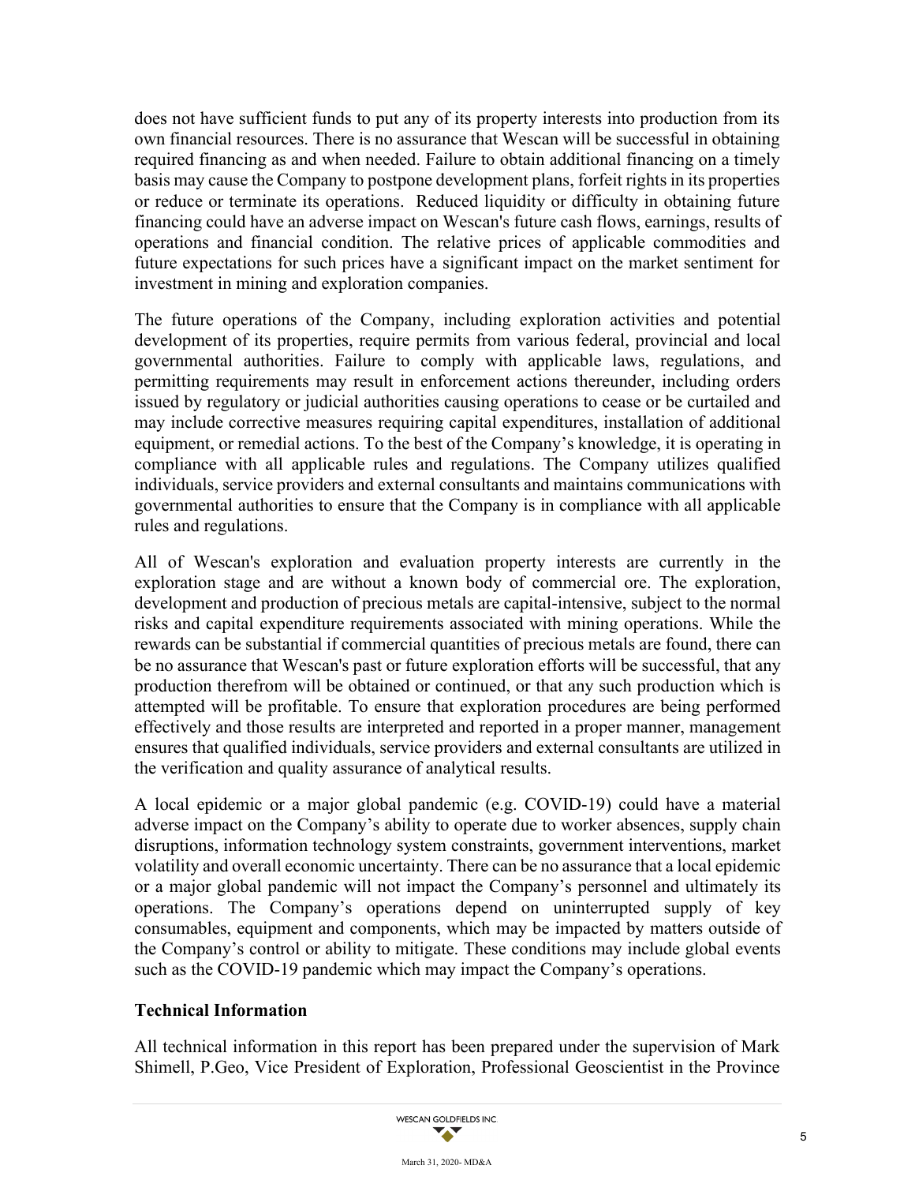does not have sufficient funds to put any of its property interests into production from its own financial resources. There is no assurance that Wescan will be successful in obtaining required financing as and when needed. Failure to obtain additional financing on a timely basis may cause the Company to postpone development plans, forfeit rights in its properties or reduce or terminate its operations. Reduced liquidity or difficulty in obtaining future financing could have an adverse impact on Wescan's future cash flows, earnings, results of operations and financial condition. The relative prices of applicable commodities and future expectations for such prices have a significant impact on the market sentiment for investment in mining and exploration companies.

The future operations of the Company, including exploration activities and potential development of its properties, require permits from various federal, provincial and local governmental authorities. Failure to comply with applicable laws, regulations, and permitting requirements may result in enforcement actions thereunder, including orders issued by regulatory or judicial authorities causing operations to cease or be curtailed and may include corrective measures requiring capital expenditures, installation of additional equipment, or remedial actions. To the best of the Company's knowledge, it is operating in compliance with all applicable rules and regulations. The Company utilizes qualified individuals, service providers and external consultants and maintains communications with governmental authorities to ensure that the Company is in compliance with all applicable rules and regulations.

All of Wescan's exploration and evaluation property interests are currently in the exploration stage and are without a known body of commercial ore. The exploration, development and production of precious metals are capital-intensive, subject to the normal risks and capital expenditure requirements associated with mining operations. While the rewards can be substantial if commercial quantities of precious metals are found, there can be no assurance that Wescan's past or future exploration efforts will be successful, that any production therefrom will be obtained or continued, or that any such production which is attempted will be profitable. To ensure that exploration procedures are being performed effectively and those results are interpreted and reported in a proper manner, management ensures that qualified individuals, service providers and external consultants are utilized in the verification and quality assurance of analytical results.

A local epidemic or a major global pandemic (e.g. COVID-19) could have a material adverse impact on the Company's ability to operate due to worker absences, supply chain disruptions, information technology system constraints, government interventions, market volatility and overall economic uncertainty. There can be no assurance that a local epidemic or a major global pandemic will not impact the Company's personnel and ultimately its operations. The Company's operations depend on uninterrupted supply of key consumables, equipment and components, which may be impacted by matters outside of the Company's control or ability to mitigate. These conditions may include global events such as the COVID-19 pandemic which may impact the Company's operations.

## Technical Information

All technical information in this report has been prepared under the supervision of Mark Shimell, P.Geo, Vice President of Exploration, Professional Geoscientist in the Province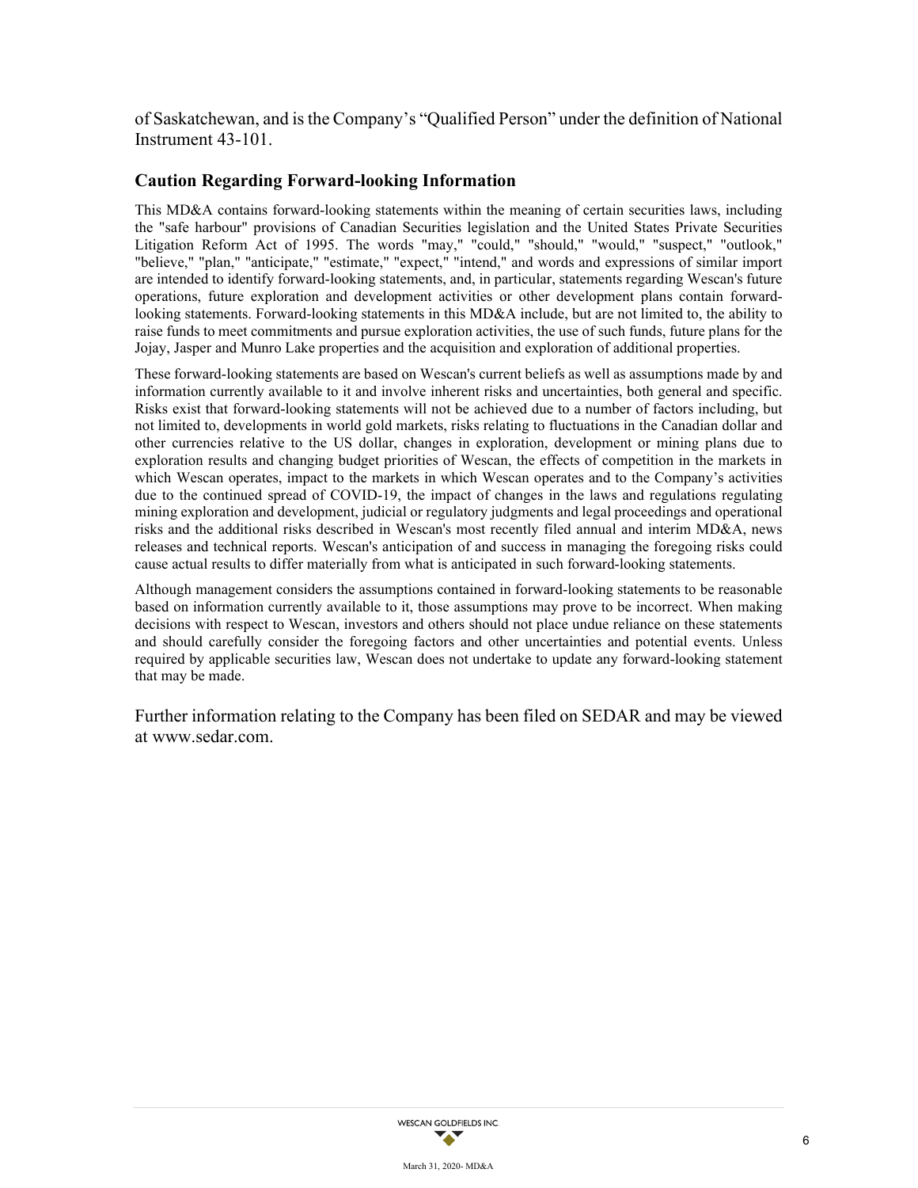of Saskatchewan, and is the Company's "Qualified Person" under the definition of National Instrument 43-101.

## Caution Regarding Forward-looking Information

This MD&A contains forward-looking statements within the meaning of certain securities laws, including the "safe harbour" provisions of Canadian Securities legislation and the United States Private Securities Litigation Reform Act of 1995. The words "may," "could," "should," "would," "suspect," "outlook," "believe," "plan," "anticipate," "estimate," "expect," "intend," and words and expressions of similar import are intended to identify forward-looking statements, and, in particular, statements regarding Wescan's future operations, future exploration and development activities or other development plans contain forward-looking statements. Forward-looking statements in this MD&A include, but are not limited to, the ability to raise funds to meet commitments and pursue exploration activities, the use of such funds, future plans for the Jojay, Jasper and Munro Lake properties and the acquisition and exploration of additional properties.

These forward-looking statements are based on Wescan's current beliefs as well as assumptions made by and information currently available to it and involve inherent risks and uncertainties, both general and specific. Risks exist that forward-looking statements will not be achieved due to a number of factors including, but not limited to, developments in world gold markets, risks relating to fluctuations in the Canadian dollar and other currencies relative to the US dollar, changes in exploration, development or mining plans due to exploration results and changing budget priorities of Wescan, the effects of competition in the markets in which Wescan operates, impact to the markets in which Wescan operates and to the Company's activities due to the continued spread of COVID-19, the impact of changes in the laws and regulations regulating mining exploration and development, judicial or regulatory judgments and legal proceedings and operational risks and the additional risks described in Wescan's most recently filed annual and interim MD&A, news releases and technical reports. Wescan's anticipation of and success in managing the foregoing risks could cause actual results to differ materially from what is anticipated in such forward-looking statements.

Although management considers the assumptions contained in forward-looking statements to be reasonable based on information currently available to it, those assumptions may prove to be incorrect. When making decisions with respect to Wescan, investors and others should not place undue reliance on these statements and should carefully consider the foregoing factors and other uncertainties and potential events. Unless required by applicable securities law, Wescan does not undertake to update any forward-looking statement that may be made.

Further information relating to the Company has been filed on SEDAR and may be viewed at www.sedar.com.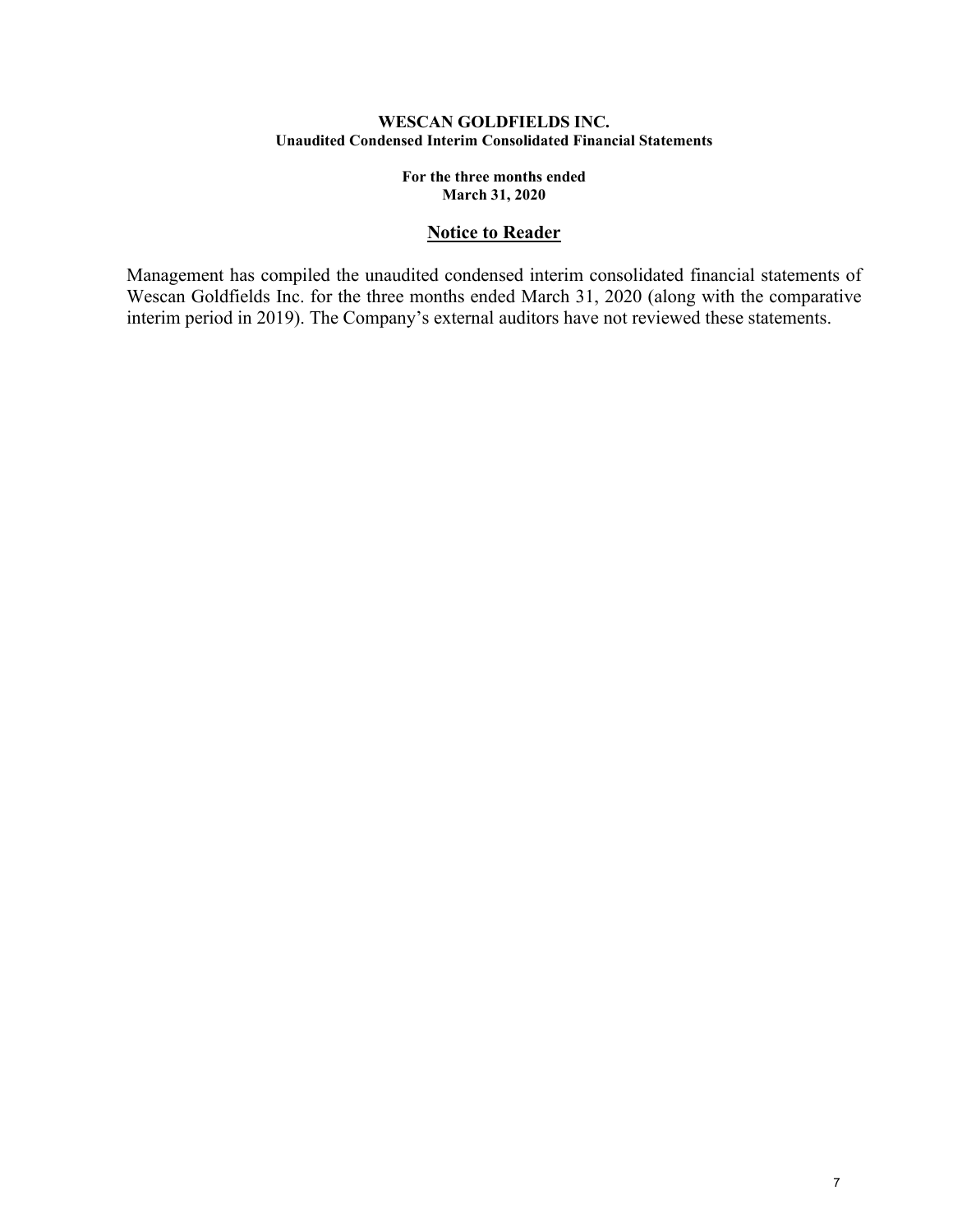**WESCAN GOLDFIELDS INC.**
**Unaudited Condensed Interim Consolidated Financial Statements**

**For the three months ended**
**March 31, 2020**

## Notice to Reader

Management has compiled the unaudited condensed interim consolidated financial statements of Wescan Goldfields Inc. for the three months ended March 31, 2020 (along with the comparative interim period in 2019). The Company's external auditors have not reviewed these statements.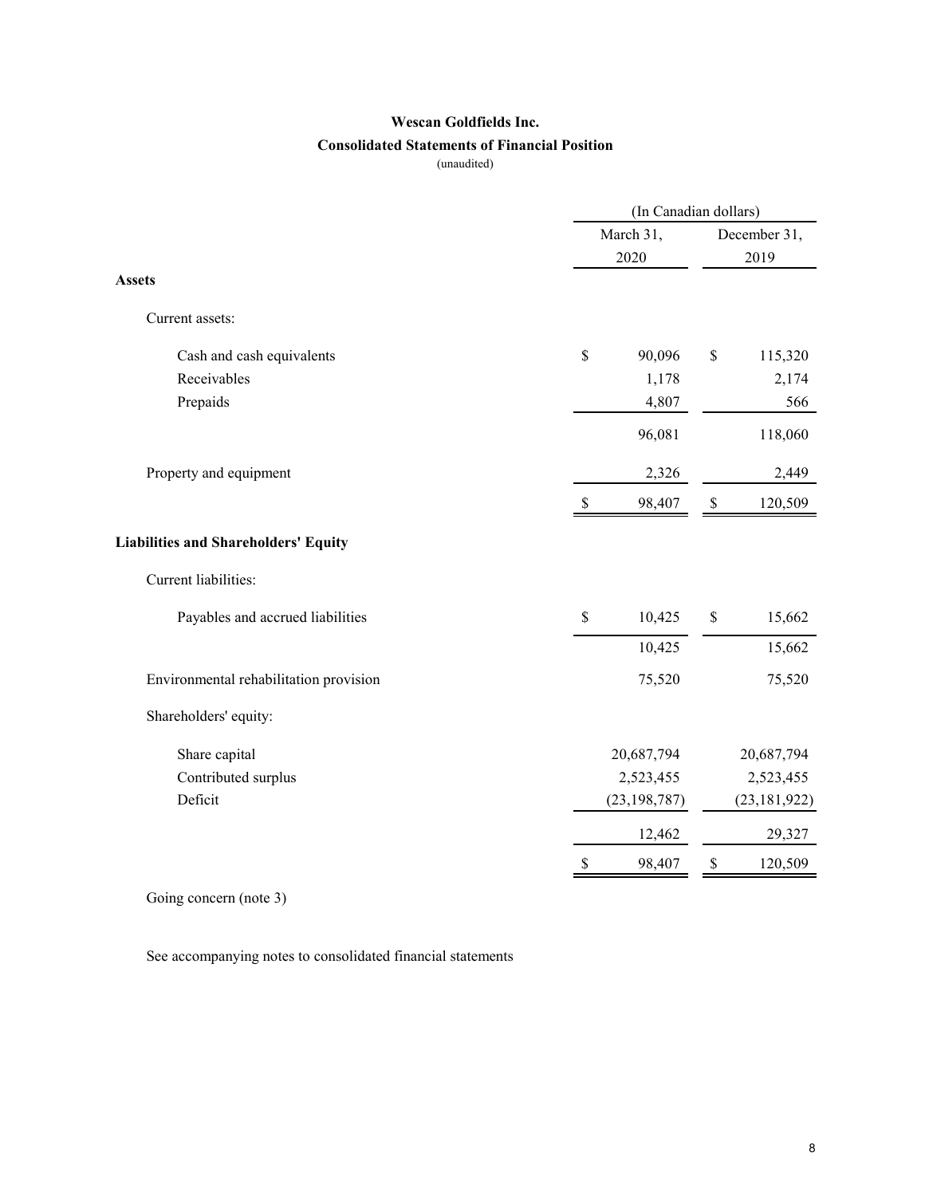# Wescan Goldfields Inc.

## Consolidated Statements of Financial Position

(unaudited)

| | (In Canadian dollars) | |
|---|---|---|
| | March 31, 2020 | December 31, 2019 |
| **Assets** | | |
| Current assets: | | |
| Cash and cash equivalents | $ 90,096 | $ 115,320 |
| Receivables | 1,178 | 2,174 |
| Prepaids | 4,807 | 566 |
| | 96,081 | 118,060 |
| Property and equipment | 2,326 | 2,449 |
| | $ 98,407 | $ 120,509 |
| **Liabilities and Shareholders' Equity** | | |
| Current liabilities: | | |
| Payables and accrued liabilities | $ 10,425 | $ 15,662 |
| | 10,425 | 15,662 |
| Environmental rehabilitation provision | 75,520 | 75,520 |
| Shareholders' equity: | | |
| Share capital | 20,687,794 | 20,687,794 |
| Contributed surplus | 2,523,455 | 2,523,455 |
| Deficit | (23,198,787) | (23,181,922) |
| | 12,462 | 29,327 |
| | $ 98,407 | $ 120,509 |

Going concern (note 3)

See accompanying notes to consolidated financial statements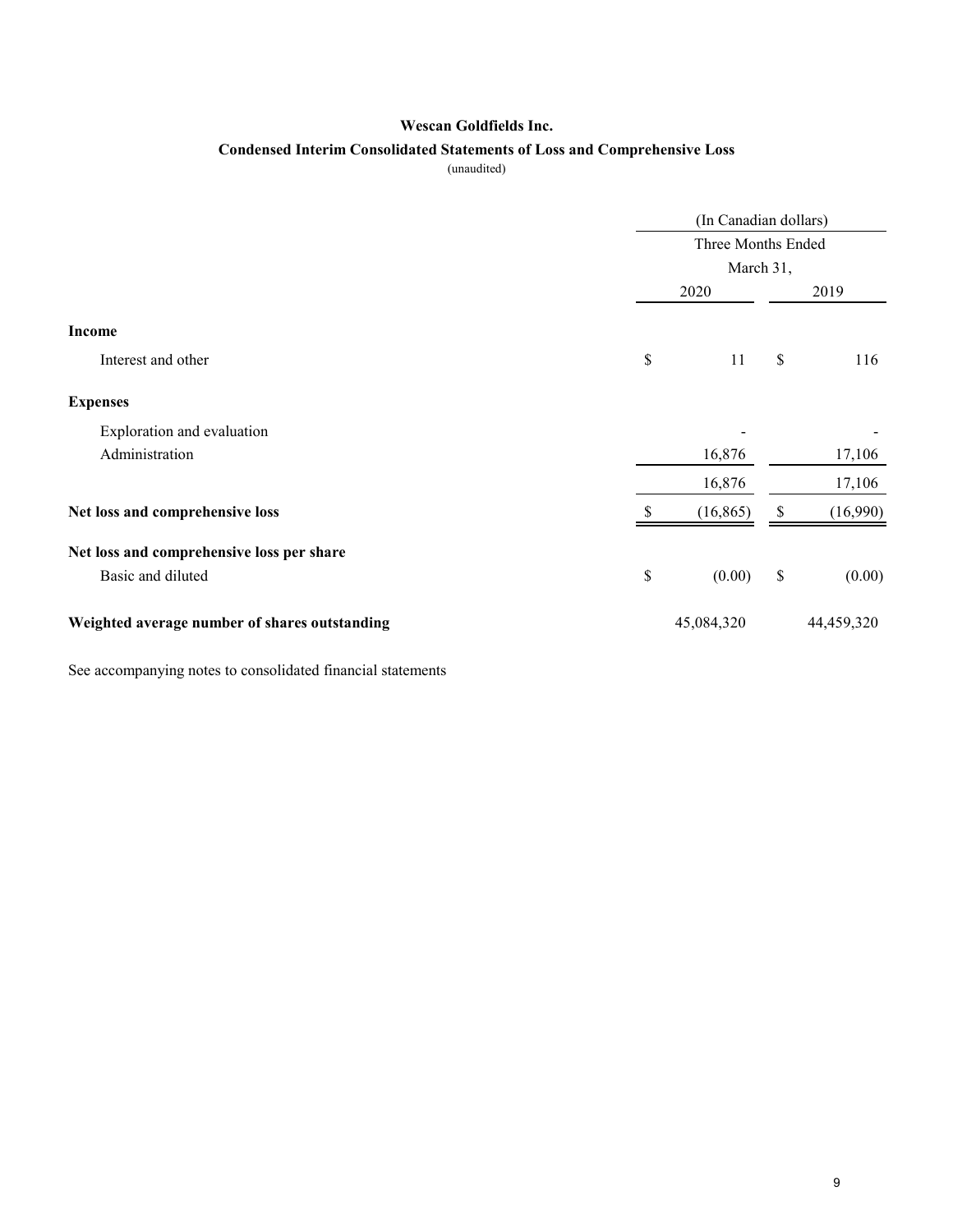**Wescan Goldfields Inc.**

**Condensed Interim Consolidated Statements of Loss and Comprehensive Loss**

(unaudited)

| | (In Canadian dollars) | |
|---|---|---|
| | Three Months Ended March 31, | |
| | 2020 | 2019 |
| **Income** | | |
| Interest and other | $ 11 | $ 116 |
| **Expenses** | | |
| Exploration and evaluation | - | - |
| Administration | 16,876 | 17,106 |
| | 16,876 | 17,106 |
| **Net loss and comprehensive loss** | $ (16,865) | $ (16,990) |
| **Net loss and comprehensive loss per share** | | |
| Basic and diluted | $ (0.00) | $ (0.00) |
| **Weighted average number of shares outstanding** | 45,084,320 | 44,459,320 |

See accompanying notes to consolidated financial statements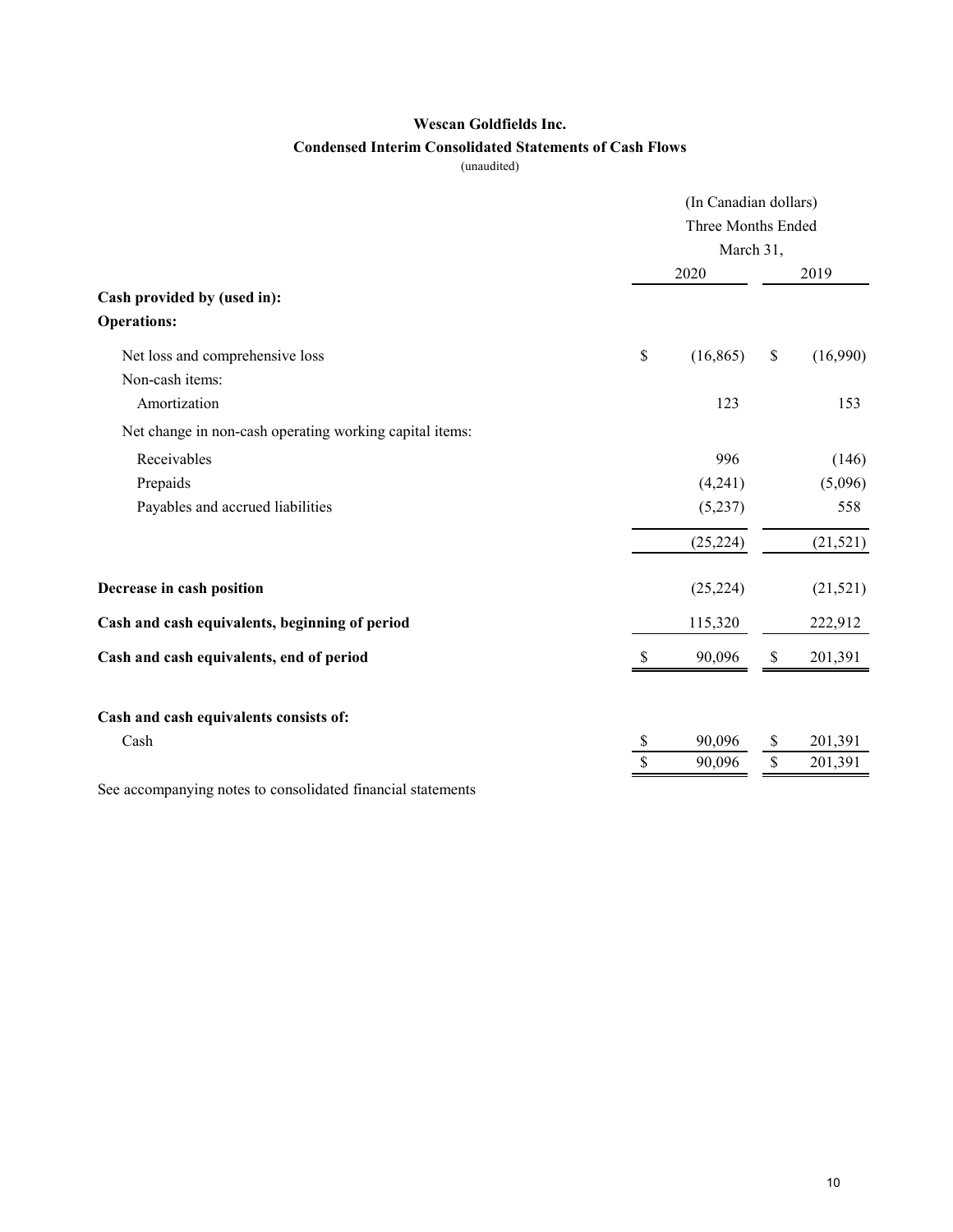# Wescan Goldfields Inc.

## Condensed Interim Consolidated Statements of Cash Flows

(unaudited)

| | (In Canadian dollars) Three Months Ended March 31, | |
|---|---|---|
| | 2020 | 2019 |
| **Cash provided by (used in):** | | |
| **Operations:** | | |
| Net loss and comprehensive loss | $ (16,865) | $ (16,990) |
| Non-cash items: | | |
| Amortization | 123 | 153 |
| Net change in non-cash operating working capital items: | | |
| Receivables | 996 | (146) |
| Prepaids | (4,241) | (5,096) |
| Payables and accrued liabilities | (5,237) | 558 |
| | (25,224) | (21,521) |
| **Decrease in cash position** | (25,224) | (21,521) |
| **Cash and cash equivalents, beginning of period** | 115,320 | 222,912 |
| **Cash and cash equivalents, end of period** | $ 90,096 | $ 201,391 |
| **Cash and cash equivalents consists of:** | | |
| Cash | $ 90,096 | $ 201,391 |
| | $ 90,096 | $ 201,391 |

See accompanying notes to consolidated financial statements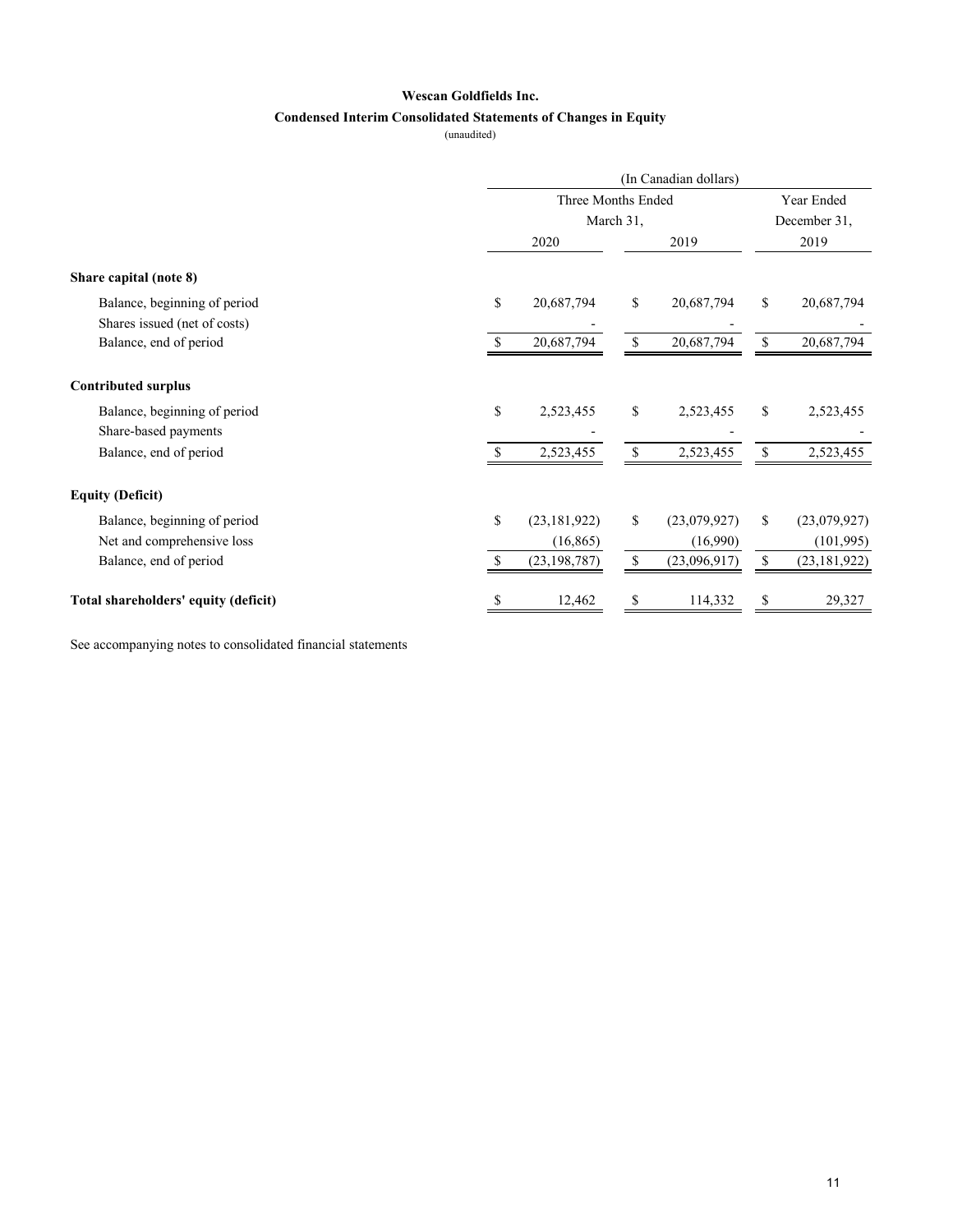**Wescan Goldfields Inc.**

**Condensed Interim Consolidated Statements of Changes in Equity**

(unaudited)

| | (In Canadian dollars) | | |
|---|---|---|---|
| | Three Months Ended March 31, | | Year Ended December 31, |
| | 2020 | 2019 | 2019 |
| **Share capital (note 8)** | | | |
| Balance, beginning of period | $ 20,687,794 | $ 20,687,794 | $ 20,687,794 |
| Shares issued (net of costs) | - | - | - |
| Balance, end of period | $ 20,687,794 | $ 20,687,794 | $ 20,687,794 |
| **Contributed surplus** | | | |
| Balance, beginning of period | $ 2,523,455 | $ 2,523,455 | $ 2,523,455 |
| Share-based payments | - | - | - |
| Balance, end of period | $ 2,523,455 | $ 2,523,455 | $ 2,523,455 |
| **Equity (Deficit)** | | | |
| Balance, beginning of period | $ (23,181,922) | $ (23,079,927) | $ (23,079,927) |
| Net and comprehensive loss | (16,865) | (16,990) | (101,995) |
| Balance, end of period | $ (23,198,787) | $ (23,096,917) | $ (23,181,922) |
| **Total shareholders' equity (deficit)** | $ 12,462 | $ 114,332 | $ 29,327 |

See accompanying notes to consolidated financial statements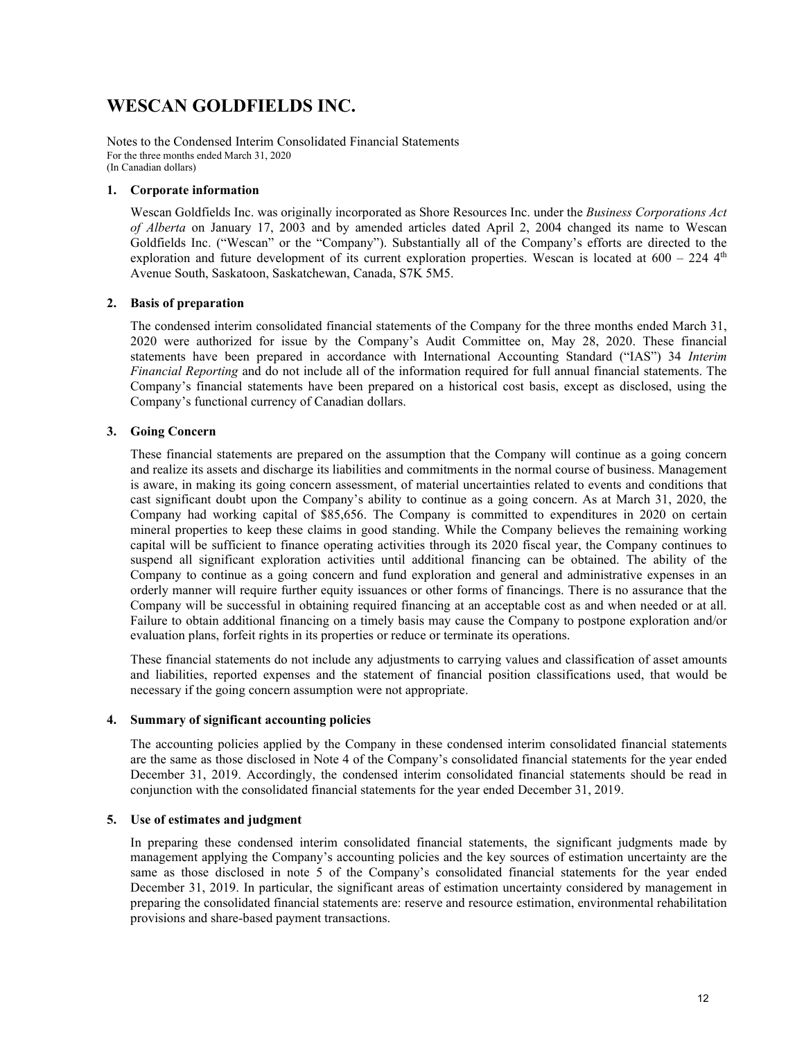# WESCAN GOLDFIELDS INC.

Notes to the Condensed Interim Consolidated Financial Statements
For the three months ended March 31, 2020
(In Canadian dollars)

## 1. Corporate information

Wescan Goldfields Inc. was originally incorporated as Shore Resources Inc. under the *Business Corporations Act of Alberta* on January 17, 2003 and by amended articles dated April 2, 2004 changed its name to Wescan Goldfields Inc. ("Wescan" or the "Company"). Substantially all of the Company's efforts are directed to the exploration and future development of its current exploration properties. Wescan is located at 600 – 224 4th Avenue South, Saskatoon, Saskatchewan, Canada, S7K 5M5.

## 2. Basis of preparation

The condensed interim consolidated financial statements of the Company for the three months ended March 31, 2020 were authorized for issue by the Company's Audit Committee on, May 28, 2020. These financial statements have been prepared in accordance with International Accounting Standard ("IAS") 34 *Interim Financial Reporting* and do not include all of the information required for full annual financial statements. The Company's financial statements have been prepared on a historical cost basis, except as disclosed, using the Company's functional currency of Canadian dollars.

## 3. Going Concern

These financial statements are prepared on the assumption that the Company will continue as a going concern and realize its assets and discharge its liabilities and commitments in the normal course of business. Management is aware, in making its going concern assessment, of material uncertainties related to events and conditions that cast significant doubt upon the Company's ability to continue as a going concern. As at March 31, 2020, the Company had working capital of $85,656. The Company is committed to expenditures in 2020 on certain mineral properties to keep these claims in good standing. While the Company believes the remaining working capital will be sufficient to finance operating activities through its 2020 fiscal year, the Company continues to suspend all significant exploration activities until additional financing can be obtained. The ability of the Company to continue as a going concern and fund exploration and general and administrative expenses in an orderly manner will require further equity issuances or other forms of financings. There is no assurance that the Company will be successful in obtaining required financing at an acceptable cost as and when needed or at all. Failure to obtain additional financing on a timely basis may cause the Company to postpone exploration and/or evaluation plans, forfeit rights in its properties or reduce or terminate its operations.

These financial statements do not include any adjustments to carrying values and classification of asset amounts and liabilities, reported expenses and the statement of financial position classifications used, that would be necessary if the going concern assumption were not appropriate.

## 4. Summary of significant accounting policies

The accounting policies applied by the Company in these condensed interim consolidated financial statements are the same as those disclosed in Note 4 of the Company's consolidated financial statements for the year ended December 31, 2019. Accordingly, the condensed interim consolidated financial statements should be read in conjunction with the consolidated financial statements for the year ended December 31, 2019.

## 5. Use of estimates and judgment

In preparing these condensed interim consolidated financial statements, the significant judgments made by management applying the Company's accounting policies and the key sources of estimation uncertainty are the same as those disclosed in note 5 of the Company's consolidated financial statements for the year ended December 31, 2019. In particular, the significant areas of estimation uncertainty considered by management in preparing the consolidated financial statements are: reserve and resource estimation, environmental rehabilitation provisions and share-based payment transactions.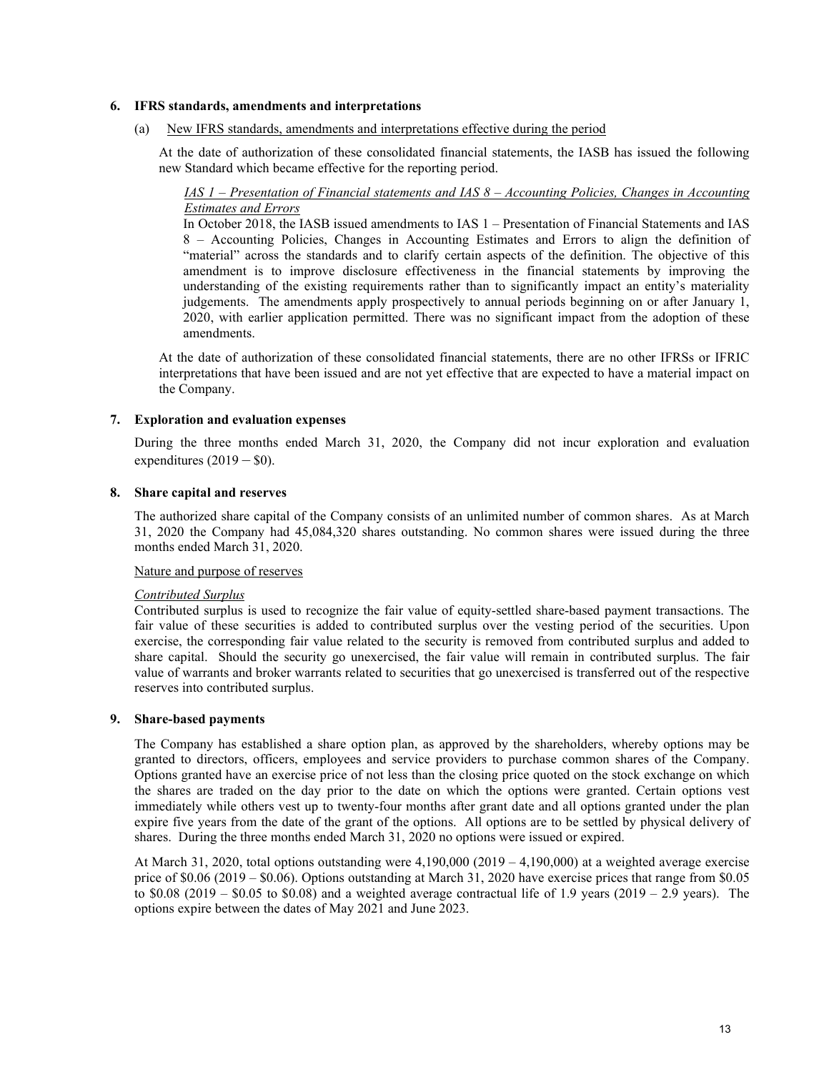## 6. IFRS standards, amendments and interpretations

(a) New IFRS standards, amendments and interpretations effective during the period

At the date of authorization of these consolidated financial statements, the IASB has issued the following new Standard which became effective for the reporting period.

*IAS 1 – Presentation of Financial statements and IAS 8 – Accounting Policies, Changes in Accounting Estimates and Errors*

In October 2018, the IASB issued amendments to IAS 1 – Presentation of Financial Statements and IAS 8 – Accounting Policies, Changes in Accounting Estimates and Errors to align the definition of "material" across the standards and to clarify certain aspects of the definition. The objective of this amendment is to improve disclosure effectiveness in the financial statements by improving the understanding of the existing requirements rather than to significantly impact an entity's materiality judgements. The amendments apply prospectively to annual periods beginning on or after January 1, 2020, with earlier application permitted. There was no significant impact from the adoption of these amendments.

At the date of authorization of these consolidated financial statements, there are no other IFRSs or IFRIC interpretations that have been issued and are not yet effective that are expected to have a material impact on the Company.

## 7. Exploration and evaluation expenses

During the three months ended March 31, 2020, the Company did not incur exploration and evaluation expenditures (2019 – $0).

## 8. Share capital and reserves

The authorized share capital of the Company consists of an unlimited number of common shares. As at March 31, 2020 the Company had 45,084,320 shares outstanding. No common shares were issued during the three months ended March 31, 2020.

Nature and purpose of reserves

*Contributed Surplus*

Contributed surplus is used to recognize the fair value of equity-settled share-based payment transactions. The fair value of these securities is added to contributed surplus over the vesting period of the securities. Upon exercise, the corresponding fair value related to the security is removed from contributed surplus and added to share capital. Should the security go unexercised, the fair value will remain in contributed surplus. The fair value of warrants and broker warrants related to securities that go unexercised is transferred out of the respective reserves into contributed surplus.

## 9. Share-based payments

The Company has established a share option plan, as approved by the shareholders, whereby options may be granted to directors, officers, employees and service providers to purchase common shares of the Company. Options granted have an exercise price of not less than the closing price quoted on the stock exchange on which the shares are traded on the day prior to the date on which the options were granted. Certain options vest immediately while others vest up to twenty-four months after grant date and all options granted under the plan expire five years from the date of the grant of the options. All options are to be settled by physical delivery of shares. During the three months ended March 31, 2020 no options were issued or expired.

At March 31, 2020, total options outstanding were 4,190,000 (2019 – 4,190,000) at a weighted average exercise price of $0.06 (2019 – $0.06). Options outstanding at March 31, 2020 have exercise prices that range from $0.05 to $0.08 (2019 – $0.05 to $0.08) and a weighted average contractual life of 1.9 years (2019 – 2.9 years). The options expire between the dates of May 2021 and June 2023.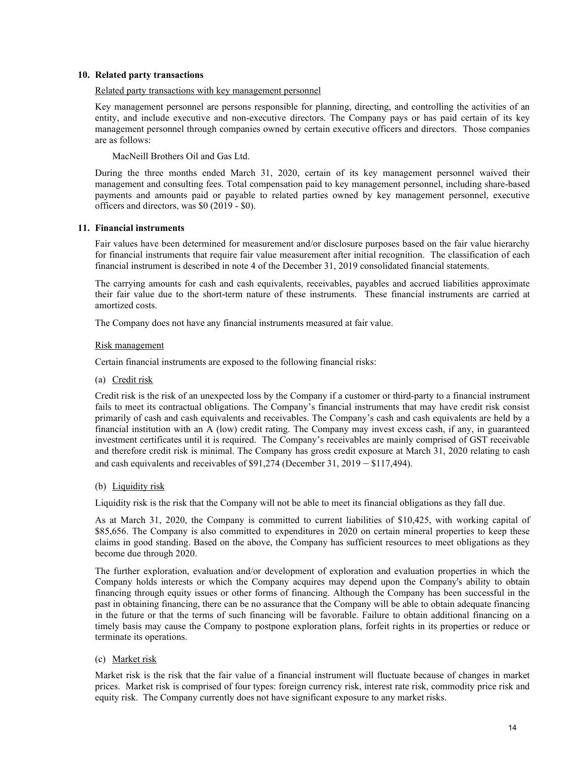## 10. Related party transactions

Related party transactions with key management personnel

Key management personnel are persons responsible for planning, directing, and controlling the activities of an entity, and include executive and non-executive directors. The Company pays or has paid certain of its key management personnel through companies owned by certain executive officers and directors. Those companies are as follows:

MacNeill Brothers Oil and Gas Ltd.

During the three months ended March 31, 2020, certain of its key management personnel waived their management and consulting fees. Total compensation paid to key management personnel, including share-based payments and amounts paid or payable to related parties owned by key management personnel, executive officers and directors, was $0 (2019 - $0).

## 11. Financial instruments

Fair values have been determined for measurement and/or disclosure purposes based on the fair value hierarchy for financial instruments that require fair value measurement after initial recognition. The classification of each financial instrument is described in note 4 of the December 31, 2019 consolidated financial statements.

The carrying amounts for cash and cash equivalents, receivables, payables and accrued liabilities approximate their fair value due to the short-term nature of these instruments. These financial instruments are carried at amortized costs.

The Company does not have any financial instruments measured at fair value.

Risk management

Certain financial instruments are exposed to the following financial risks:

(a) Credit risk

Credit risk is the risk of an unexpected loss by the Company if a customer or third-party to a financial instrument fails to meet its contractual obligations. The Company's financial instruments that may have credit risk consist primarily of cash and cash equivalents and receivables. The Company's cash and cash equivalents are held by a financial institution with an A (low) credit rating. The Company may invest excess cash, if any, in guaranteed investment certificates until it is required. The Company's receivables are mainly comprised of GST receivable and therefore credit risk is minimal. The Company has gross credit exposure at March 31, 2020 relating to cash and cash equivalents and receivables of $91,274 (December 31, 2019 – $117,494).

(b) Liquidity risk

Liquidity risk is the risk that the Company will not be able to meet its financial obligations as they fall due.

As at March 31, 2020, the Company is committed to current liabilities of $10,425, with working capital of $85,656. The Company is also committed to expenditures in 2020 on certain mineral properties to keep these claims in good standing. Based on the above, the Company has sufficient resources to meet obligations as they become due through 2020.

The further exploration, evaluation and/or development of exploration and evaluation properties in which the Company holds interests or which the Company acquires may depend upon the Company's ability to obtain financing through equity issues or other forms of financing. Although the Company has been successful in the past in obtaining financing, there can be no assurance that the Company will be able to obtain adequate financing in the future or that the terms of such financing will be favorable. Failure to obtain additional financing on a timely basis may cause the Company to postpone exploration plans, forfeit rights in its properties or reduce or terminate its operations.

(c) Market risk

Market risk is the risk that the fair value of a financial instrument will fluctuate because of changes in market prices. Market risk is comprised of four types: foreign currency risk, interest rate risk, commodity price risk and equity risk. The Company currently does not have significant exposure to any market risks.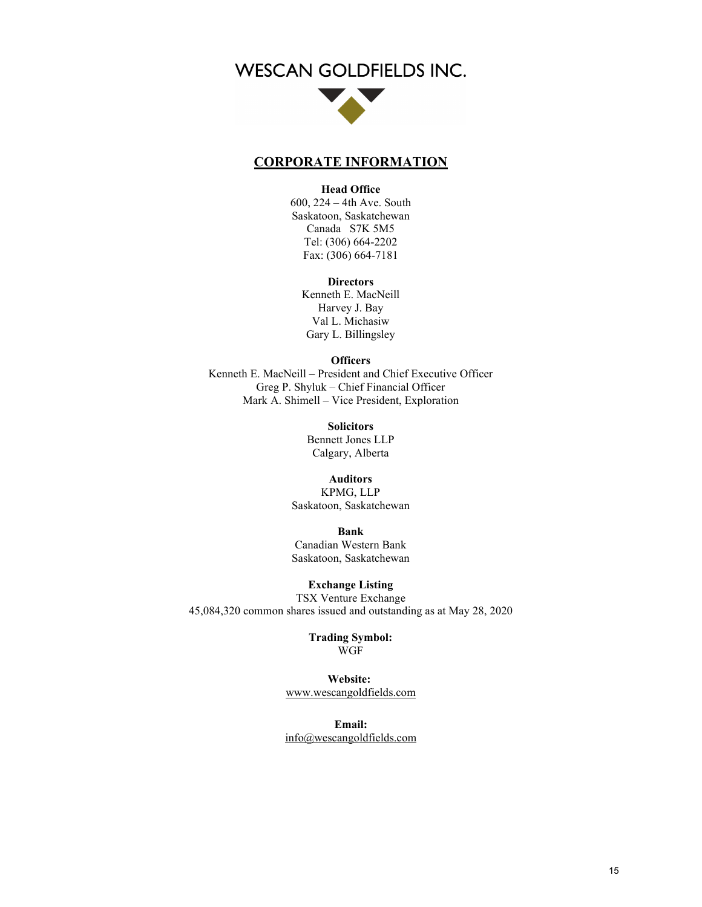# WESCAN GOLDFIELDS INC.

## CORPORATE INFORMATION

**Head Office**
600, 224 – 4th Ave. South
Saskatoon, Saskatchewan
Canada S7K 5M5
Tel: (306) 664-2202
Fax: (306) 664-7181

**Directors**
Kenneth E. MacNeill
Harvey J. Bay
Val L. Michasiw
Gary L. Billingsley

**Officers**
Kenneth E. MacNeill – President and Chief Executive Officer
Greg P. Shyluk – Chief Financial Officer
Mark A. Shimell – Vice President, Exploration

**Solicitors**
Bennett Jones LLP
Calgary, Alberta

**Auditors**
KPMG, LLP
Saskatoon, Saskatchewan

**Bank**
Canadian Western Bank
Saskatoon, Saskatchewan

**Exchange Listing**
TSX Venture Exchange
45,084,320 common shares issued and outstanding as at May 28, 2020

**Trading Symbol:**
WGF

**Website:**
www.wescangoldfields.com

**Email:**
info@wescangoldfields.com